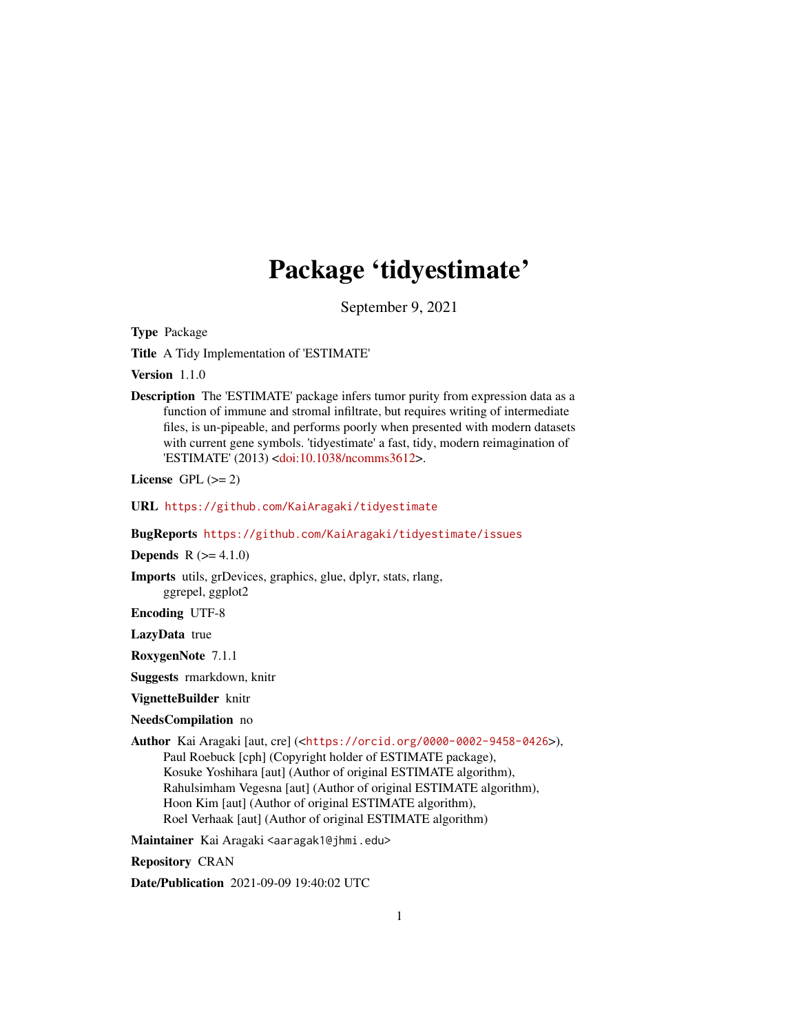# Package 'tidyestimate'

September 9, 2021

**Type** Package

**Title** A Tidy Implementation of 'ESTIMATE'

**Version** 1.1.0

**Description** The 'ESTIMATE' package infers tumor purity from expression data as a function of immune and stromal infiltrate, but requires writing of intermediate files, is un-pipeable, and performs poorly when presented with modern datasets with current gene symbols. 'tidyestimate' a fast, tidy, modern reimagination of 'ESTIMATE' (2013) <doi:10.1038/ncomms3612>.

**License** GPL (>= 2)

**URL** https://github.com/KaiAragaki/tidyestimate

**BugReports** https://github.com/KaiAragaki/tidyestimate/issues

**Depends** R (>= 4.1.0)

**Imports** utils, grDevices, graphics, glue, dplyr, stats, rlang, ggrepel, ggplot2

**Encoding** UTF-8

**LazyData** true

**RoxygenNote** 7.1.1

**Suggests** rmarkdown, knitr

**VignetteBuilder** knitr

**NeedsCompilation** no

**Author** Kai Aragaki [aut, cre] (<https://orcid.org/0000-0002-9458-0426>), Paul Roebuck [cph] (Copyright holder of ESTIMATE package), Kosuke Yoshihara [aut] (Author of original ESTIMATE algorithm), Rahulsimham Vegesna [aut] (Author of original ESTIMATE algorithm), Hoon Kim [aut] (Author of original ESTIMATE algorithm), Roel Verhaak [aut] (Author of original ESTIMATE algorithm)

**Maintainer** Kai Aragaki <aaragak1@jhmi.edu>

**Repository** CRAN

**Date/Publication** 2021-09-09 19:40:02 UTC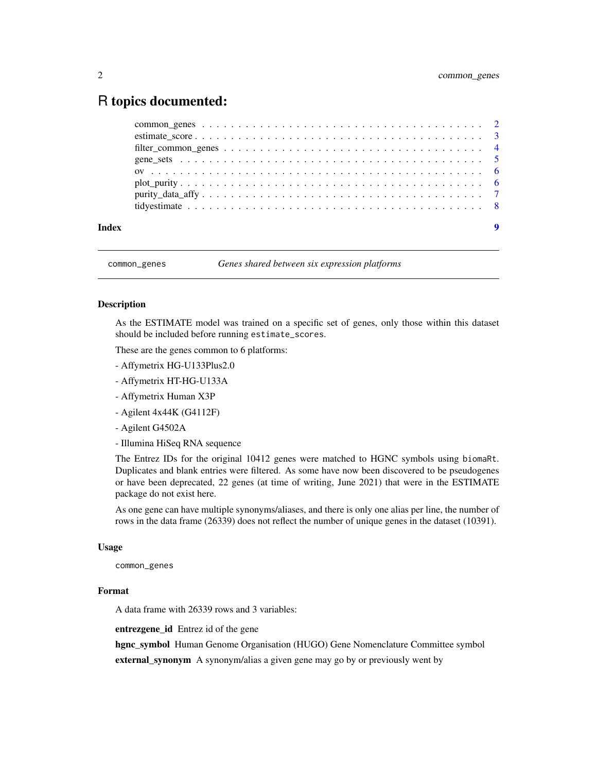# R topics documented:

common_genes . . . . . . . . . . . . . . . . . . . . . . . . . . . . . . . . . . . . . 2
estimate_score . . . . . . . . . . . . . . . . . . . . . . . . . . . . . . . . . . . . . 3
filter_common_genes . . . . . . . . . . . . . . . . . . . . . . . . . . . . . . . . . 4
gene_sets . . . . . . . . . . . . . . . . . . . . . . . . . . . . . . . . . . . . . . . 5
ov . . . . . . . . . . . . . . . . . . . . . . . . . . . . . . . . . . . . . . . . . . . 6
plot_purity . . . . . . . . . . . . . . . . . . . . . . . . . . . . . . . . . . . . . . 6
purity_data_affy . . . . . . . . . . . . . . . . . . . . . . . . . . . . . . . . . . . 7
tidyestimate . . . . . . . . . . . . . . . . . . . . . . . . . . . . . . . . . . . . . 8

**Index** **9**

---

`common_genes` *Genes shared between six expression platforms*

---

### Description

As the ESTIMATE model was trained on a specific set of genes, only those within this dataset should be included before running `estimate_scores`.

These are the genes common to 6 platforms:

- Affymetrix HG-U133Plus2.0
- Affymetrix HT-HG-U133A
- Affymetrix Human X3P
- Agilent 4x44K (G4112F)
- Agilent G4502A
- Illumina HiSeq RNA sequence

The Entrez IDs for the original 10412 genes were matched to HGNC symbols using `biomaRt`. Duplicates and blank entries were filtered. As some have now been discovered to be pseudogenes or have been deprecated, 22 genes (at time of writing, June 2021) that were in the ESTIMATE package do not exist here.

As one gene can have multiple synonyms/aliases, and there is only one alias per line, the number of rows in the data frame (26339) does not reflect the number of unique genes in the dataset (10391).

### Usage

```
common_genes
```

### Format

A data frame with 26339 rows and 3 variables:

**entrezgene_id** Entrez id of the gene

**hgnc_symbol** Human Genome Organisation (HUGO) Gene Nomenclature Committee symbol

**external_synonym** A synonym/alias a given gene may go by or previously went by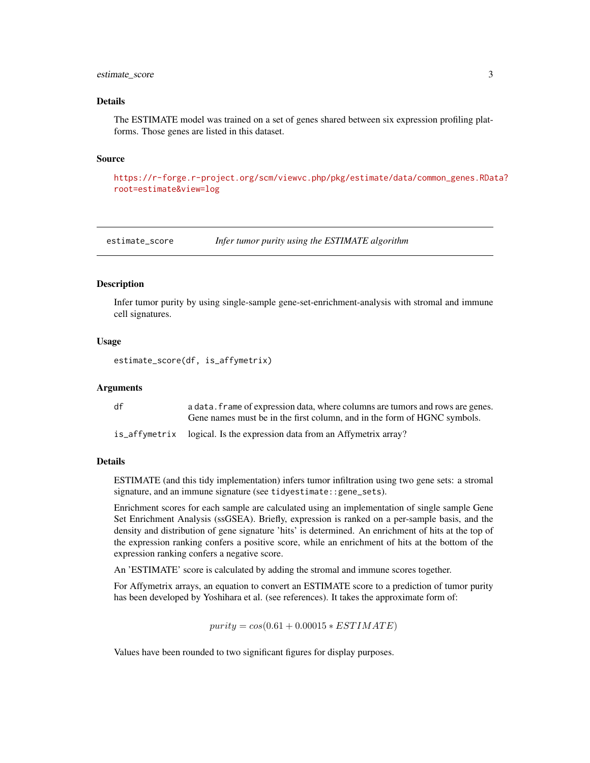## Details

The ESTIMATE model was trained on a set of genes shared between six expression profiling platforms. Those genes are listed in this dataset.

## Source

https://r-forge.r-project.org/scm/viewvc.php/pkg/estimate/data/common_genes.RData?root=estimate&view=log

---

# estimate_score — *Infer tumor purity using the ESTIMATE algorithm*

---

## Description

Infer tumor purity by using single-sample gene-set-enrichment-analysis with stromal and immune cell signatures.

## Usage

```
estimate_score(df, is_affymetrix)
```

## Arguments

| | |
|---|---|
| `df` | a `data.frame` of expression data, where columns are tumors and rows are genes. Gene names must be in the first column, and in the form of HGNC symbols. |
| `is_affymetrix` | logical. Is the expression data from an Affymetrix array? |

## Details

ESTIMATE (and this tidy implementation) infers tumor infiltration using two gene sets: a stromal signature, and an immune signature (see `tidyestimate::gene_sets`).

Enrichment scores for each sample are calculated using an implementation of single sample Gene Set Enrichment Analysis (ssGSEA). Briefly, expression is ranked on a per-sample basis, and the density and distribution of gene signature 'hits' is determined. An enrichment of hits at the top of the expression ranking confers a positive score, while an enrichment of hits at the bottom of the expression ranking confers a negative score.

An 'ESTIMATE' score is calculated by adding the stromal and immune scores together.

For Affymetrix arrays, an equation to convert an ESTIMATE score to a prediction of tumor purity has been developed by Yoshihara et al. (see references). It takes the approximate form of:

$$purity = cos(0.61 + 0.00015 * ESTIMATE)$$

Values have been rounded to two significant figures for display purposes.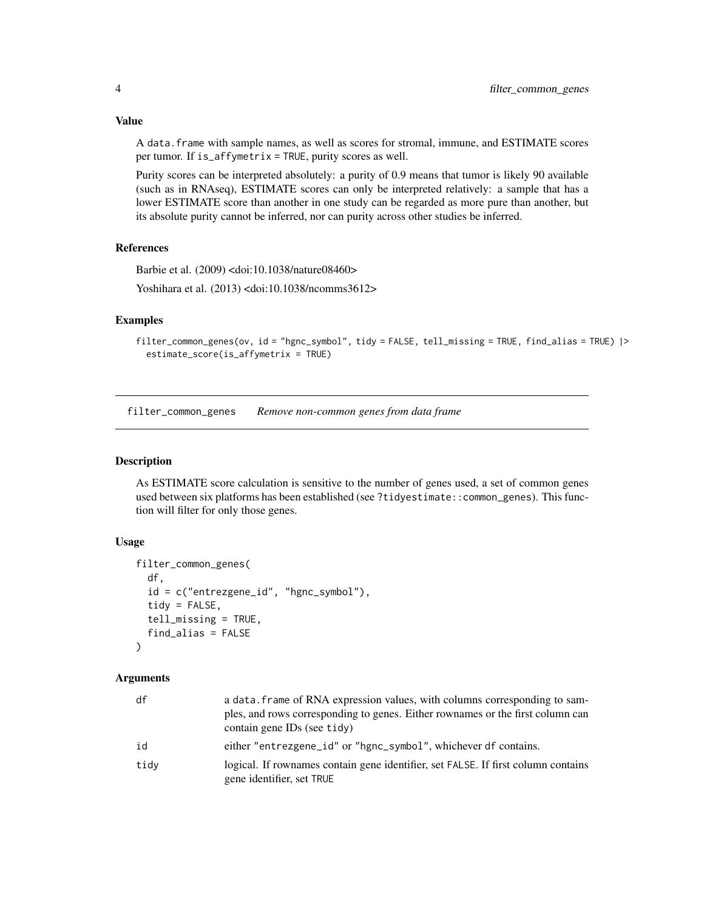### Value

A `data.frame` with sample names, as well as scores for stromal, immune, and ESTIMATE scores per tumor. If `is_affymetrix = TRUE`, purity scores as well.

Purity scores can be interpreted absolutely: a purity of 0.9 means that tumor is likely 90 available (such as in RNAseq), ESTIMATE scores can only be interpreted relatively: a sample that has a lower ESTIMATE score than another in one study can be regarded as more pure than another, but its absolute purity cannot be inferred, nor can purity across other studies be inferred.

### References

Barbie et al. (2009) <doi:10.1038/nature08460>

Yoshihara et al. (2013) <doi:10.1038/ncomms3612>

### Examples

```
filter_common_genes(ov, id = "hgnc_symbol", tidy = FALSE, tell_missing = TRUE, find_alias = TRUE) |>
  estimate_score(is_affymetrix = TRUE)
```

## filter_common_genes *Remove non-common genes from data frame*

### Description

As ESTIMATE score calculation is sensitive to the number of genes used, a set of common genes used between six platforms has been established (see `?tidyestimate::common_genes`). This function will filter for only those genes.

### Usage

```
filter_common_genes(
  df,
  id = c("entrezgene_id", "hgnc_symbol"),
  tidy = FALSE,
  tell_missing = TRUE,
  find_alias = FALSE
)
```

### Arguments

| | |
|---|---|
| df | a `data.frame` of RNA expression values, with columns corresponding to samples, and rows corresponding to genes. Either rownames or the first column can contain gene IDs (see `tidy`) |
| id | either `"entrezgene_id"` or `"hgnc_symbol"`, whichever `df` contains. |
| tidy | logical. If rownames contain gene identifier, set `FALSE`. If first column contains gene identifier, set `TRUE` |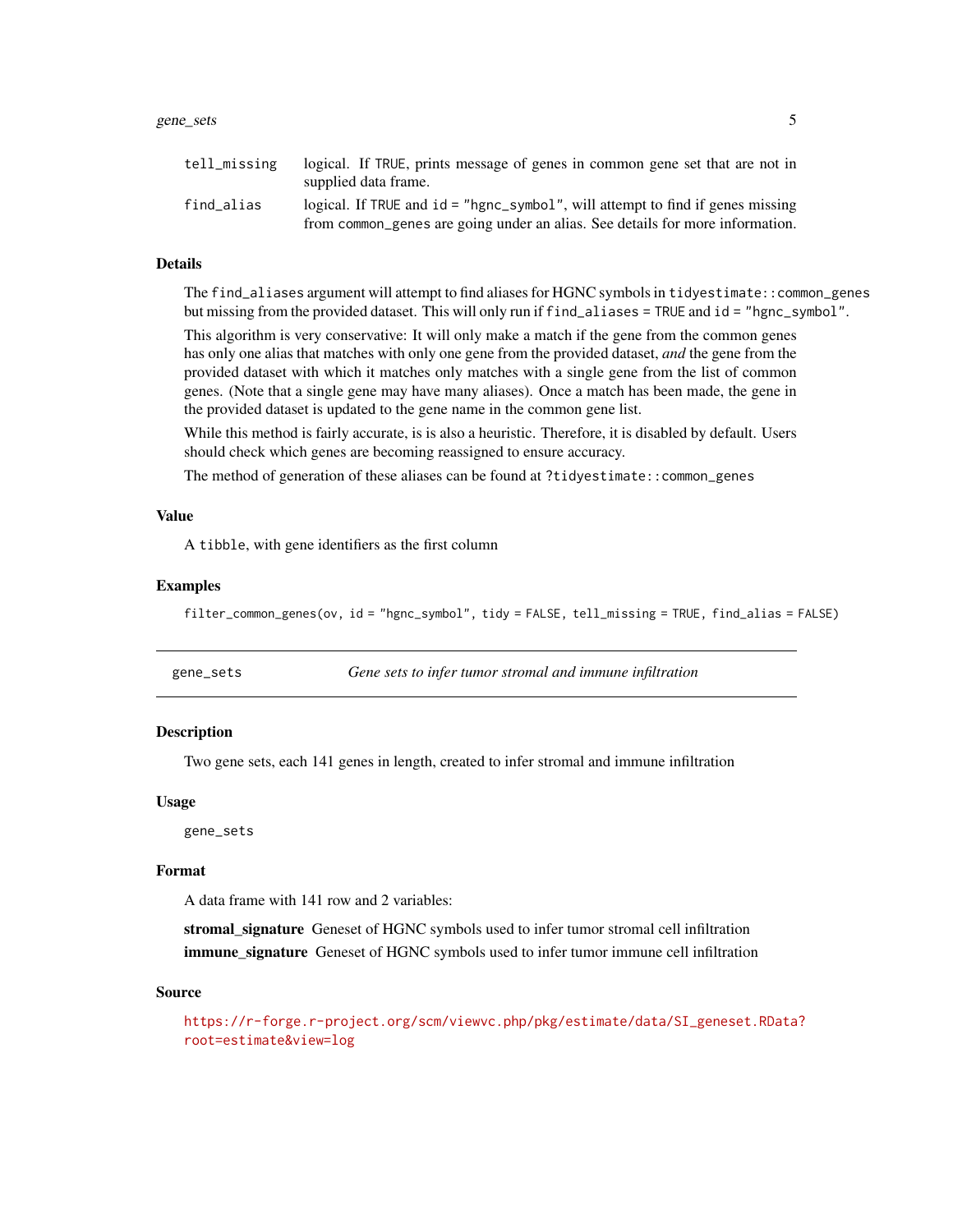| | |
|---|---|
| `tell_missing` | logical. If `TRUE`, prints message of genes in common gene set that are not in supplied data frame. |
| `find_alias` | logical. If `TRUE` and `id = "hgnc_symbol"`, will attempt to find if genes missing from `common_genes` are going under an alias. See details for more information. |

### Details

The `find_aliases` argument will attempt to find aliases for HGNC symbols in `tidyestimate::common_genes` but missing from the provided dataset. This will only run if `find_aliases = TRUE` and `id = "hgnc_symbol"`.

This algorithm is very conservative: It will only make a match if the gene from the common genes has only one alias that matches with only one gene from the provided dataset, *and* the gene from the provided dataset with which it matches only matches with a single gene from the list of common genes. (Note that a single gene may have many aliases). Once a match has been made, the gene in the provided dataset is updated to the gene name in the common gene list.

While this method is fairly accurate, is is also a heuristic. Therefore, it is disabled by default. Users should check which genes are becoming reassigned to ensure accuracy.

The method of generation of these aliases can be found at `?tidyestimate::common_genes`

### Value

A `tibble`, with gene identifiers as the first column

### Examples

```
filter_common_genes(ov, id = "hgnc_symbol", tidy = FALSE, tell_missing = TRUE, find_alias = FALSE)
```

---

## gene_sets — *Gene sets to infer tumor stromal and immune infiltration*

---

### Description

Two gene sets, each 141 genes in length, created to infer stromal and immune infiltration

### Usage

```
gene_sets
```

### Format

A data frame with 141 row and 2 variables:

**stromal_signature** Geneset of HGNC symbols used to infer tumor stromal cell infiltration

**immune_signature** Geneset of HGNC symbols used to infer tumor immune cell infiltration

### Source

https://r-forge.r-project.org/scm/viewvc.php/pkg/estimate/data/SI_geneset.RData?root=estimate&view=log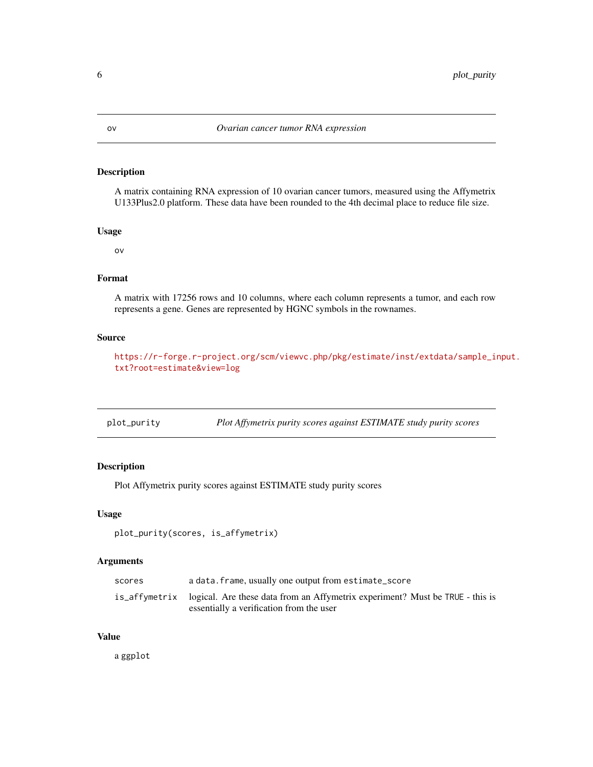## ov — *Ovarian cancer tumor RNA expression*

### Description

A matrix containing RNA expression of 10 ovarian cancer tumors, measured using the Affymetrix U133Plus2.0 platform. These data have been rounded to the 4th decimal place to reduce file size.

### Usage

```
ov
```

### Format

A matrix with 17256 rows and 10 columns, where each column represents a tumor, and each row represents a gene. Genes are represented by HGNC symbols in the rownames.

### Source

https://r-forge.r-project.org/scm/viewvc.php/pkg/estimate/inst/extdata/sample_input.txt?root=estimate&view=log

## plot_purity — *Plot Affymetrix purity scores against ESTIMATE study purity scores*

### Description

Plot Affymetrix purity scores against ESTIMATE study purity scores

### Usage

```
plot_purity(scores, is_affymetrix)
```

### Arguments

| | |
|---|---|
| scores | a data.frame, usually one output from estimate_score |
| is_affymetrix | logical. Are these data from an Affymetrix experiment? Must be TRUE - this is essentially a verification from the user |

### Value

a ggplot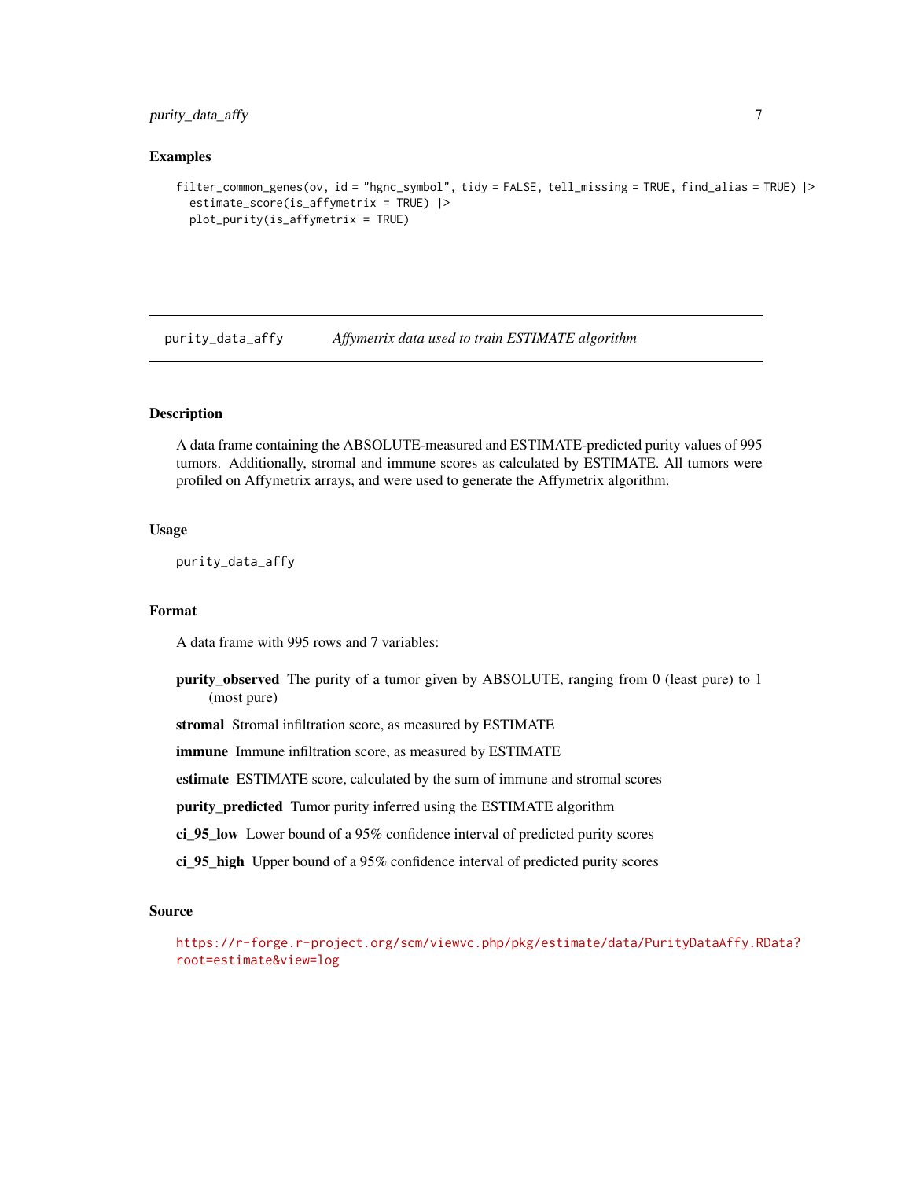### Examples

```
filter_common_genes(ov, id = "hgnc_symbol", tidy = FALSE, tell_missing = TRUE, find_alias = TRUE) |>
  estimate_score(is_affymetrix = TRUE) |>
  plot_purity(is_affymetrix = TRUE)
```

## purity_data_affy — *Affymetrix data used to train ESTIMATE algorithm*

### Description

A data frame containing the ABSOLUTE-measured and ESTIMATE-predicted purity values of 995 tumors. Additionally, stromal and immune scores as calculated by ESTIMATE. All tumors were profiled on Affymetrix arrays, and were used to generate the Affymetrix algorithm.

### Usage

```
purity_data_affy
```

### Format

A data frame with 995 rows and 7 variables:

- **purity_observed** The purity of a tumor given by ABSOLUTE, ranging from 0 (least pure) to 1 (most pure)
- **stromal** Stromal infiltration score, as measured by ESTIMATE
- **immune** Immune infiltration score, as measured by ESTIMATE
- **estimate** ESTIMATE score, calculated by the sum of immune and stromal scores
- **purity_predicted** Tumor purity inferred using the ESTIMATE algorithm
- **ci_95_low** Lower bound of a 95% confidence interval of predicted purity scores
- **ci_95_high** Upper bound of a 95% confidence interval of predicted purity scores

### Source

https://r-forge.r-project.org/scm/viewvc.php/pkg/estimate/data/PurityDataAffy.RData?root=estimate&view=log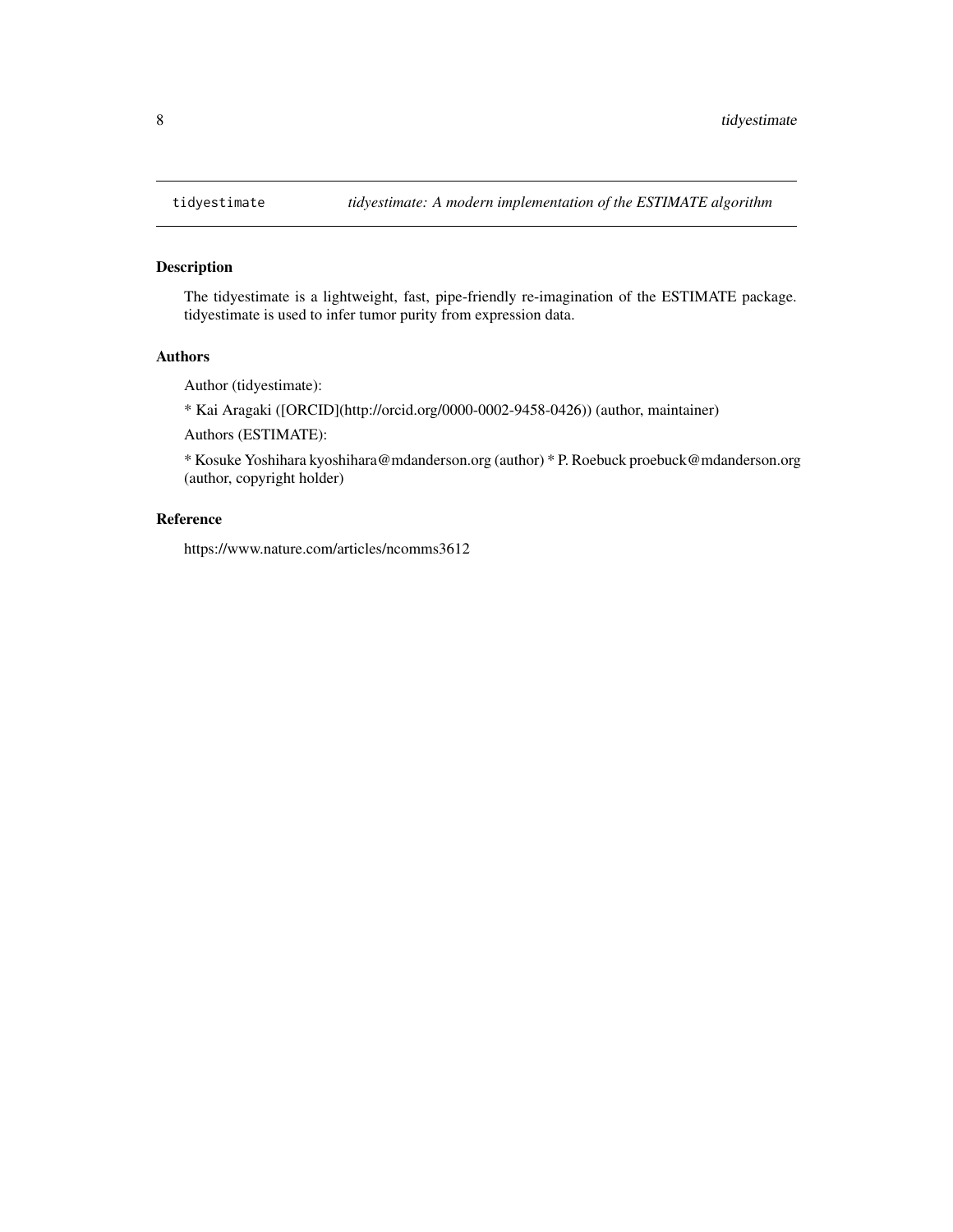tidyestimate *tidyestimate: A modern implementation of the ESTIMATE algorithm*

## Description

The tidyestimate is a lightweight, fast, pipe-friendly re-imagination of the ESTIMATE package. tidyestimate is used to infer tumor purity from expression data.

## Authors

Author (tidyestimate):

* Kai Aragaki ([ORCID](http://orcid.org/0000-0002-9458-0426)) (author, maintainer)

Authors (ESTIMATE):

* Kosuke Yoshihara kyoshihara@mdanderson.org (author) * P. Roebuck proebuck@mdanderson.org (author, copyright holder)

## Reference

https://www.nature.com/articles/ncomms3612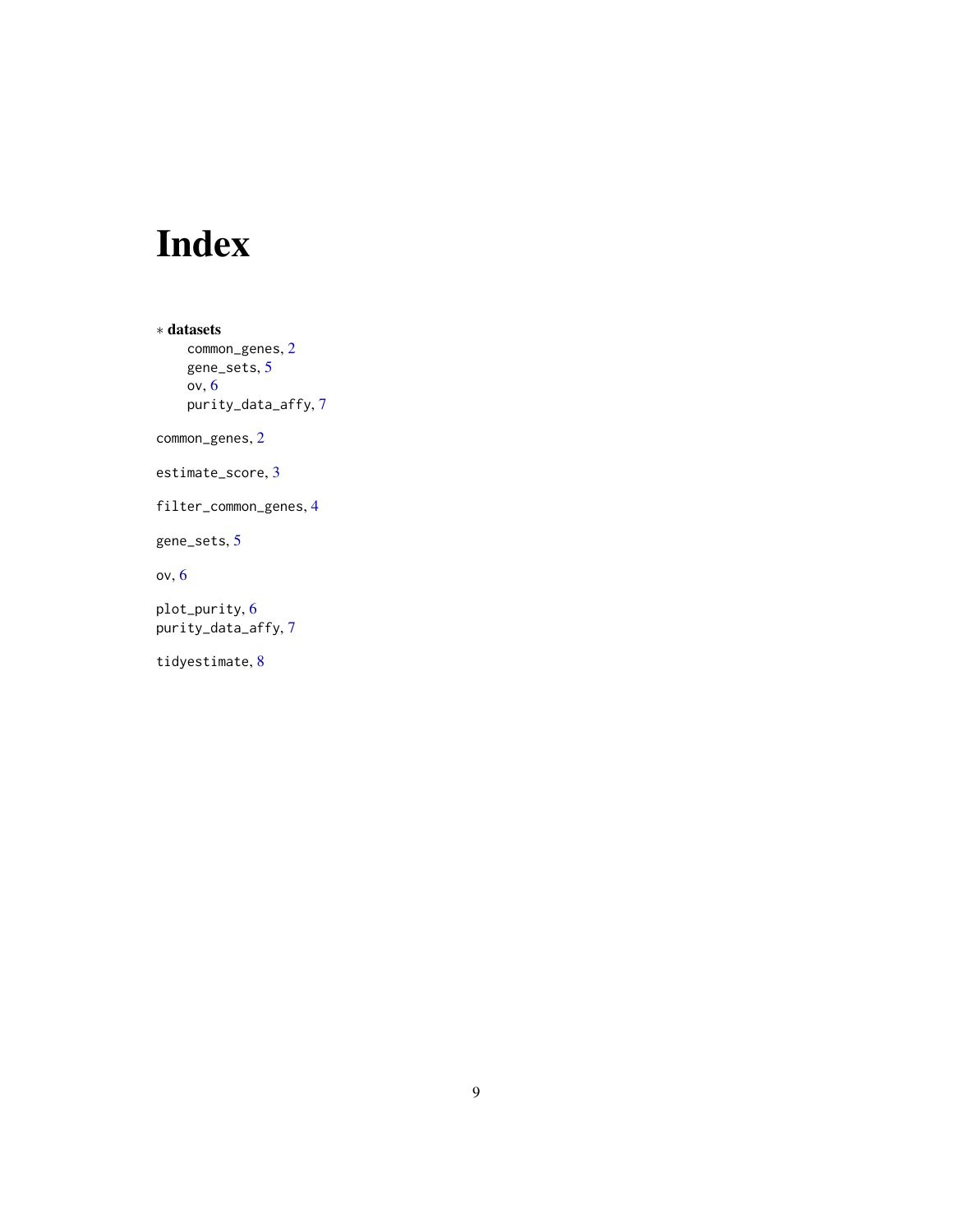# Index

∗ **datasets**

  common_genes, 2
  gene_sets, 5
  ov, 6
  purity_data_affy, 7

common_genes, 2

estimate_score, 3

filter_common_genes, 4

gene_sets, 5

ov, 6

plot_purity, 6
purity_data_affy, 7

tidyestimate, 8